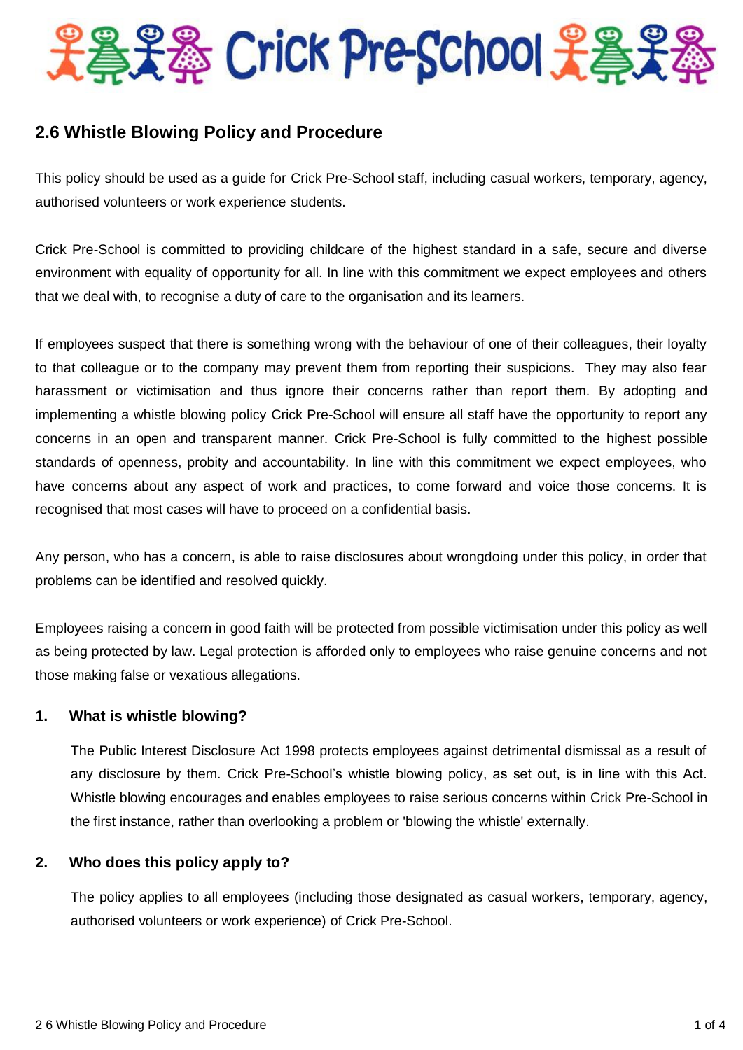# Crick Pre-School

## 2.6 Whistle Blowing Policy and Procedure

This policy should be used as a guide for Crick Pre-School staff, including casual workers, temporary, agency, authorised volunteers or work experience students.

Crick Pre-School is committed to providing childcare of the highest standard in a safe, secure and diverse environment with equality of opportunity for all. In line with this commitment we expect employees and others that we deal with, to recognise a duty of care to the organisation and its learners.

If employees suspect that there is something wrong with the behaviour of one of their colleagues, their loyalty to that colleague or to the company may prevent them from reporting their suspicions. They may also fear harassment or victimisation and thus ignore their concerns rather than report them. By adopting and implementing a whistle blowing policy Crick Pre-School will ensure all staff have the opportunity to report any concerns in an open and transparent manner. Crick Pre-School is fully committed to the highest possible standards of openness, probity and accountability. In line with this commitment we expect employees, who have concerns about any aspect of work and practices, to come forward and voice those concerns. It is recognised that most cases will have to proceed on a confidential basis.

Any person, who has a concern, is able to raise disclosures about wrongdoing under this policy, in order that problems can be identified and resolved quickly.

Employees raising a concern in good faith will be protected from possible victimisation under this policy as well as being protected by law. Legal protection is afforded only to employees who raise genuine concerns and not those making false or vexatious allegations.

### 1. What is whistle blowing?

The Public Interest Disclosure Act 1998 protects employees against detrimental dismissal as a result of any disclosure by them. Crick Pre-School's whistle blowing policy, as set out, is in line with this Act. Whistle blowing encourages and enables employees to raise serious concerns within Crick Pre-School in the first instance, rather than overlooking a problem or 'blowing the whistle' externally.

### 2. Who does this policy apply to?

The policy applies to all employees (including those designated as casual workers, temporary, agency, authorised volunteers or work experience) of Crick Pre-School.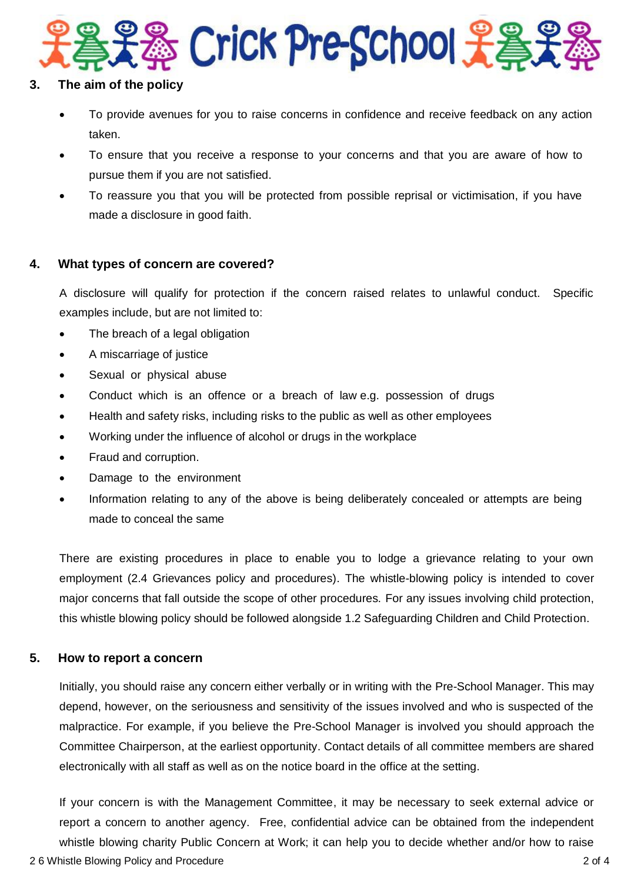## 3. The aim of the policy

- To provide avenues for you to raise concerns in confidence and receive feedback on any action taken.
- To ensure that you receive a response to your concerns and that you are aware of how to pursue them if you are not satisfied.
- To reassure you that you will be protected from possible reprisal or victimisation, if you have made a disclosure in good faith.

## 4. What types of concern are covered?

A disclosure will qualify for protection if the concern raised relates to unlawful conduct. Specific examples include, but are not limited to:

- The breach of a legal obligation
- A miscarriage of justice
- Sexual or physical abuse
- Conduct which is an offence or a breach of law e.g. possession of drugs
- Health and safety risks, including risks to the public as well as other employees
- Working under the influence of alcohol or drugs in the workplace
- Fraud and corruption.
- Damage to the environment
- Information relating to any of the above is being deliberately concealed or attempts are being made to conceal the same

There are existing procedures in place to enable you to lodge a grievance relating to your own employment (2.4 Grievances policy and procedures). The whistle-blowing policy is intended to cover major concerns that fall outside the scope of other procedures. For any issues involving child protection, this whistle blowing policy should be followed alongside 1.2 Safeguarding Children and Child Protection.

## 5. How to report a concern

Initially, you should raise any concern either verbally or in writing with the Pre-School Manager. This may depend, however, on the seriousness and sensitivity of the issues involved and who is suspected of the malpractice. For example, if you believe the Pre-School Manager is involved you should approach the Committee Chairperson, at the earliest opportunity. Contact details of all committee members are shared electronically with all staff as well as on the notice board in the office at the setting.

If your concern is with the Management Committee, it may be necessary to seek external advice or report a concern to another agency. Free, confidential advice can be obtained from the independent whistle blowing charity Public Concern at Work; it can help you to decide whether and/or how to raise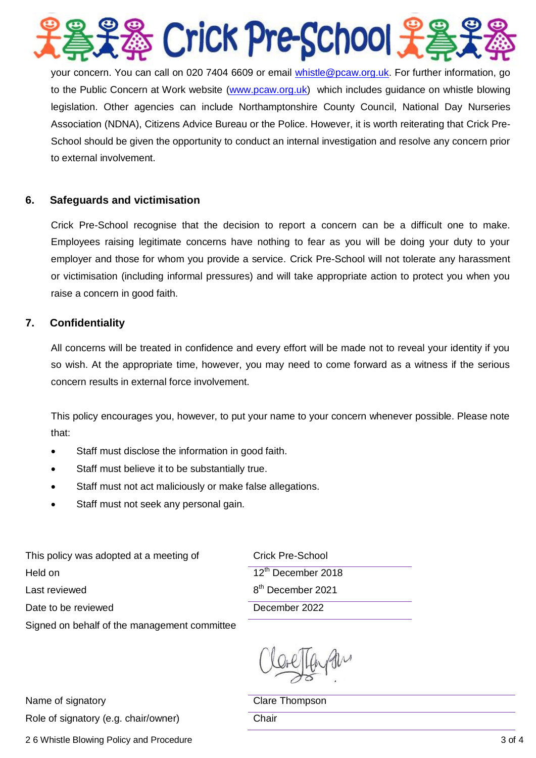your concern. You can call on 020 7404 6609 or email whistle@pcaw.org.uk. For further information, go to the Public Concern at Work website (www.pcaw.org.uk) which includes guidance on whistle blowing legislation. Other agencies can include Northamptonshire County Council, National Day Nurseries Association (NDNA), Citizens Advice Bureau or the Police. However, it is worth reiterating that Crick Pre-School should be given the opportunity to conduct an internal investigation and resolve any concern prior to external involvement.

## 6. Safeguards and victimisation

Crick Pre-School recognise that the decision to report a concern can be a difficult one to make. Employees raising legitimate concerns have nothing to fear as you will be doing your duty to your employer and those for whom you provide a service. Crick Pre-School will not tolerate any harassment or victimisation (including informal pressures) and will take appropriate action to protect you when you raise a concern in good faith.

## 7. Confidentiality

All concerns will be treated in confidence and every effort will be made not to reveal your identity if you so wish. At the appropriate time, however, you may need to come forward as a witness if the serious concern results in external force involvement.

This policy encourages you, however, to put your name to your concern whenever possible. Please note that:

- Staff must disclose the information in good faith.
- Staff must believe it to be substantially true.
- Staff must not act maliciously or make false allegations.
- Staff must not seek any personal gain.

| | |
|---|---|
| This policy was adopted at a meeting of | Crick Pre-School |
| Held on | 12th December 2018 |
| Last reviewed | 8th December 2021 |
| Date to be reviewed | December 2022 |
| Signed on behalf of the management committee | *(signature)* |
| Name of signatory | Clare Thompson |
| Role of signatory (e.g. chair/owner) | Chair |

2 6 Whistle Blowing Policy and Procedure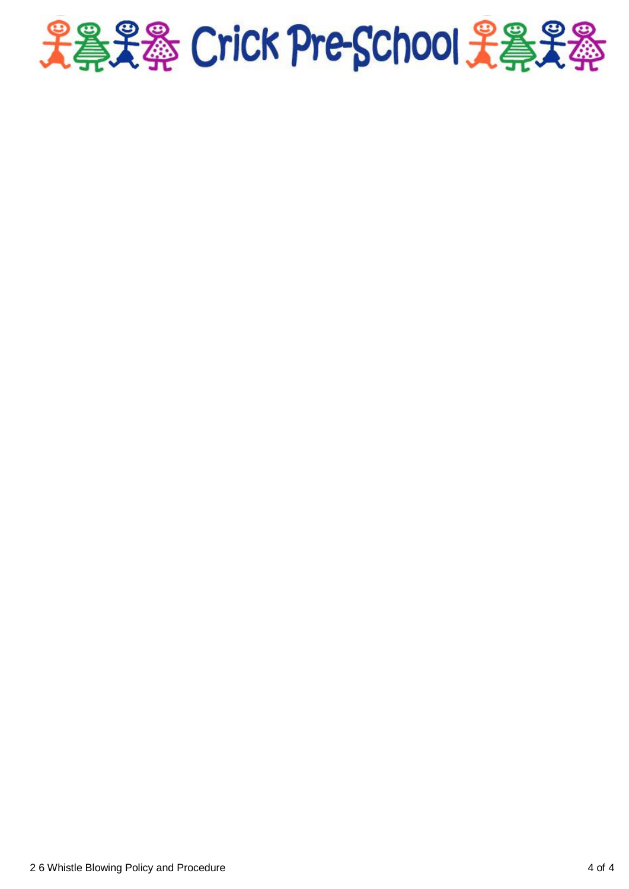# Crick Pre-School